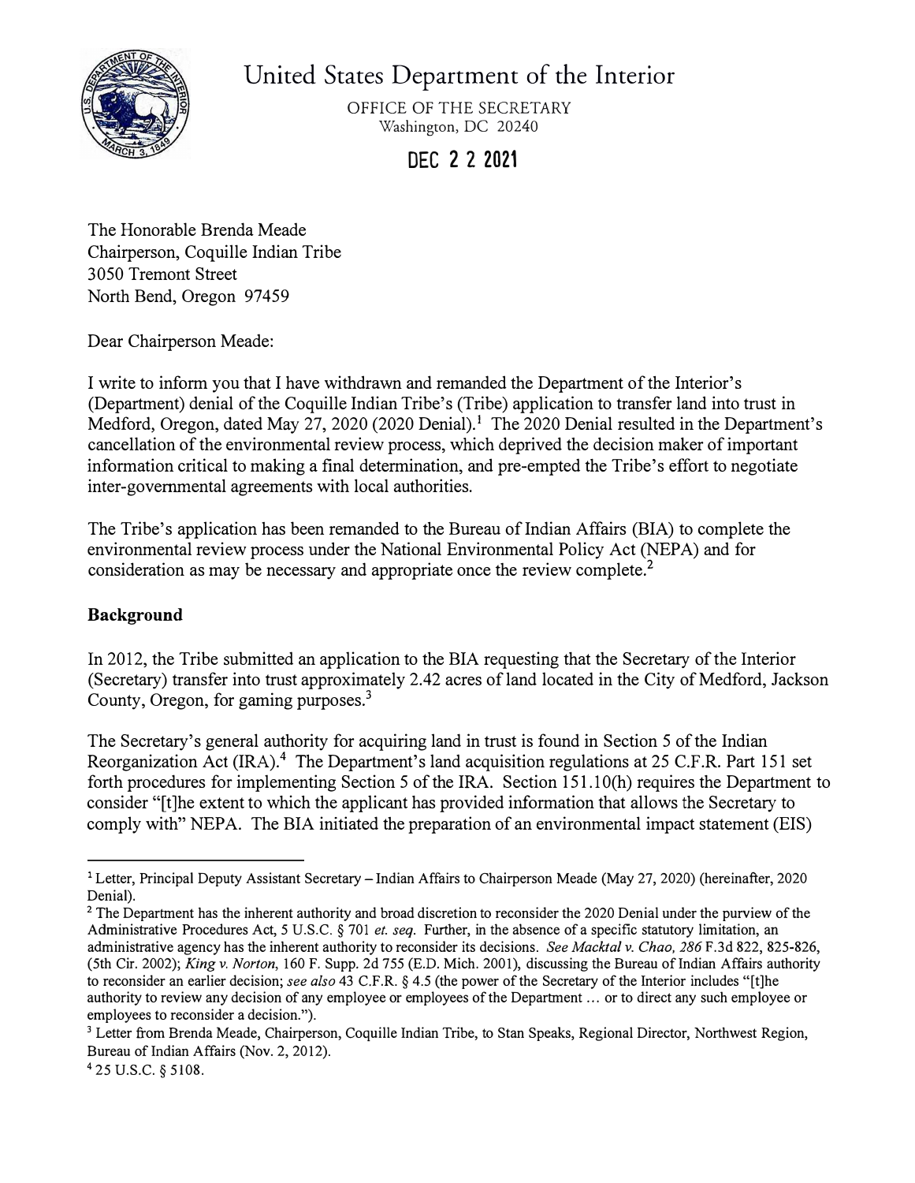# United States Department of the Interior

OFFICE OF THE SECRETARY
Washington, DC 20240

**DEC 2 2 2021**

The Honorable Brenda Meade
Chairperson, Coquille Indian Tribe
3050 Tremont Street
North Bend, Oregon 97459

Dear Chairperson Meade:

I write to inform you that I have withdrawn and remanded the Department of the Interior's (Department) denial of the Coquille Indian Tribe's (Tribe) application to transfer land into trust in Medford, Oregon, dated May 27, 2020 (2020 Denial).[1] The 2020 Denial resulted in the Department's cancellation of the environmental review process, which deprived the decision maker of important information critical to making a final determination, and pre-empted the Tribe's effort to negotiate inter-governmental agreements with local authorities.

The Tribe's application has been remanded to the Bureau of Indian Affairs (BIA) to complete the environmental review process under the National Environmental Policy Act (NEPA) and for consideration as may be necessary and appropriate once the review complete.[2]

## Background

In 2012, the Tribe submitted an application to the BIA requesting that the Secretary of the Interior (Secretary) transfer into trust approximately 2.42 acres of land located in the City of Medford, Jackson County, Oregon, for gaming purposes.[3]

The Secretary's general authority for acquiring land in trust is found in Section 5 of the Indian Reorganization Act (IRA).[4] The Department's land acquisition regulations at 25 C.F.R. Part 151 set forth procedures for implementing Section 5 of the IRA. Section 151.10(h) requires the Department to consider "[t]he extent to which the applicant has provided information that allows the Secretary to comply with" NEPA. The BIA initiated the preparation of an environmental impact statement (EIS)

---

[1] Letter, Principal Deputy Assistant Secretary – Indian Affairs to Chairperson Meade (May 27, 2020) (hereinafter, 2020 Denial).

[2] The Department has the inherent authority and broad discretion to reconsider the 2020 Denial under the purview of the Administrative Procedures Act, 5 U.S.C. § 701 *et. seq*. Further, in the absence of a specific statutory limitation, an administrative agency has the inherent authority to reconsider its decisions. *See Macktal v. Chao, 286* F.3d 822, 825-826, (5th Cir. 2002); *King v. Norton*, 160 F. Supp. 2d 755 (E.D. Mich. 2001), discussing the Bureau of Indian Affairs authority to reconsider an earlier decision; *see also* 43 C.F.R. § 4.5 (the power of the Secretary of the Interior includes "[t]he authority to review any decision of any employee or employees of the Department ... or to direct any such employee or employees to reconsider a decision.").

[3] Letter from Brenda Meade, Chairperson, Coquille Indian Tribe, to Stan Speaks, Regional Director, Northwest Region, Bureau of Indian Affairs (Nov. 2, 2012).

[4] 25 U.S.C. § 5108.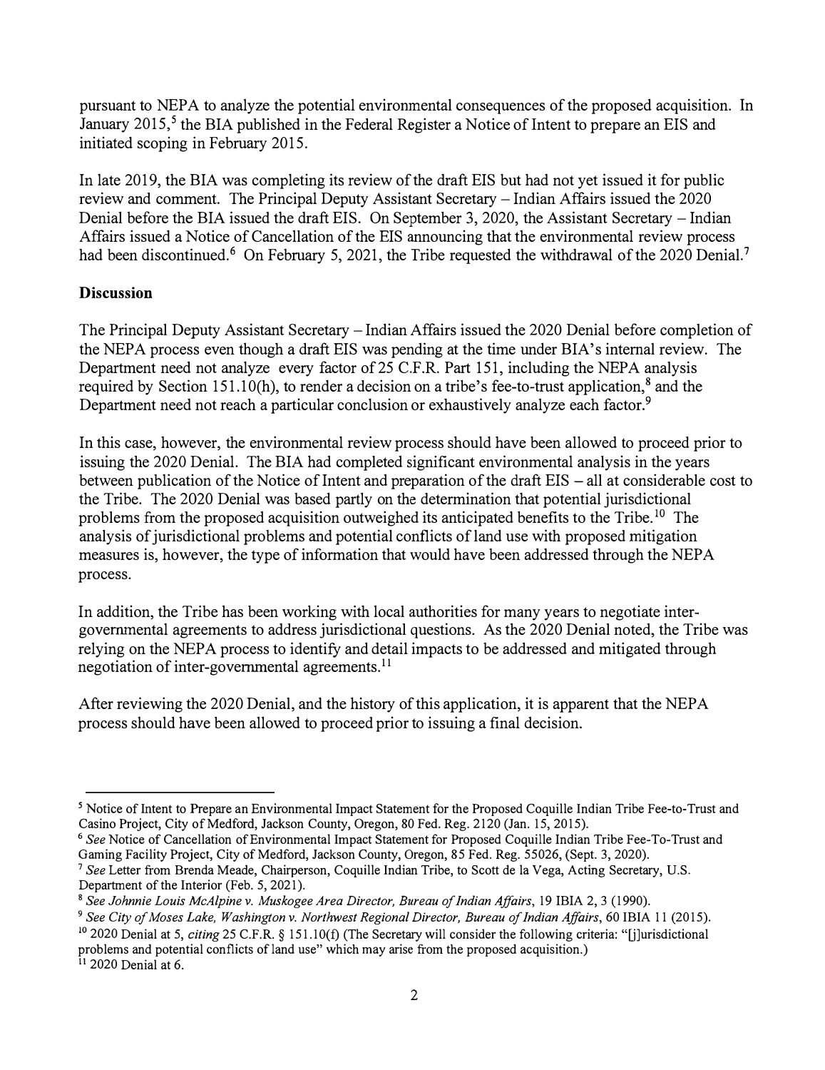pursuant to NEPA to analyze the potential environmental consequences of the proposed acquisition. In January 2015,[5] the BIA published in the Federal Register a Notice of Intent to prepare an EIS and initiated scoping in February 2015.

In late 2019, the BIA was completing its review of the draft EIS but had not yet issued it for public review and comment. The Principal Deputy Assistant Secretary – Indian Affairs issued the 2020 Denial before the BIA issued the draft EIS. On September 3, 2020, the Assistant Secretary – Indian Affairs issued a Notice of Cancellation of the EIS announcing that the environmental review process had been discontinued.[6] On February 5, 2021, the Tribe requested the withdrawal of the 2020 Denial.[7]

**Discussion**

The Principal Deputy Assistant Secretary – Indian Affairs issued the 2020 Denial before completion of the NEPA process even though a draft EIS was pending at the time under BIA's internal review. The Department need not analyze every factor of 25 C.F.R. Part 151, including the NEPA analysis required by Section 151.10(h), to render a decision on a tribe's fee-to-trust application,[8] and the Department need not reach a particular conclusion or exhaustively analyze each factor.[9]

In this case, however, the environmental review process should have been allowed to proceed prior to issuing the 2020 Denial. The BIA had completed significant environmental analysis in the years between publication of the Notice of Intent and preparation of the draft EIS – all at considerable cost to the Tribe. The 2020 Denial was based partly on the determination that potential jurisdictional problems from the proposed acquisition outweighed its anticipated benefits to the Tribe.[10] The analysis of jurisdictional problems and potential conflicts of land use with proposed mitigation measures is, however, the type of information that would have been addressed through the NEPA process.

In addition, the Tribe has been working with local authorities for many years to negotiate inter-governmental agreements to address jurisdictional questions. As the 2020 Denial noted, the Tribe was relying on the NEPA process to identify and detail impacts to be addressed and mitigated through negotiation of inter-governmental agreements.[11]

After reviewing the 2020 Denial, and the history of this application, it is apparent that the NEPA process should have been allowed to proceed prior to issuing a final decision.

---

[5] Notice of Intent to Prepare an Environmental Impact Statement for the Proposed Coquille Indian Tribe Fee-to-Trust and Casino Project, City of Medford, Jackson County, Oregon, 80 Fed. Reg. 2120 (Jan. 15, 2015).

[6] *See* Notice of Cancellation of Environmental Impact Statement for Proposed Coquille Indian Tribe Fee-To-Trust and Gaming Facility Project, City of Medford, Jackson County, Oregon, 85 Fed. Reg. 55026, (Sept. 3, 2020).

[7] *See* Letter from Brenda Meade, Chairperson, Coquille Indian Tribe, to Scott de la Vega, Acting Secretary, U.S. Department of the Interior (Feb. 5, 2021).

[8] *See Johnnie Louis McAlpine v. Muskogee Area Director, Bureau of Indian Affairs*, 19 IBIA 2, 3 (1990).

[9] *See City of Moses Lake, Washington v. Northwest Regional Director, Bureau of Indian Affairs*, 60 IBIA 11 (2015).

[10] 2020 Denial at 5, *citing* 25 C.F.R. § 151.10(f) (The Secretary will consider the following criteria: "[j]urisdictional problems and potential conflicts of land use" which may arise from the proposed acquisition.)

[11] 2020 Denial at 6.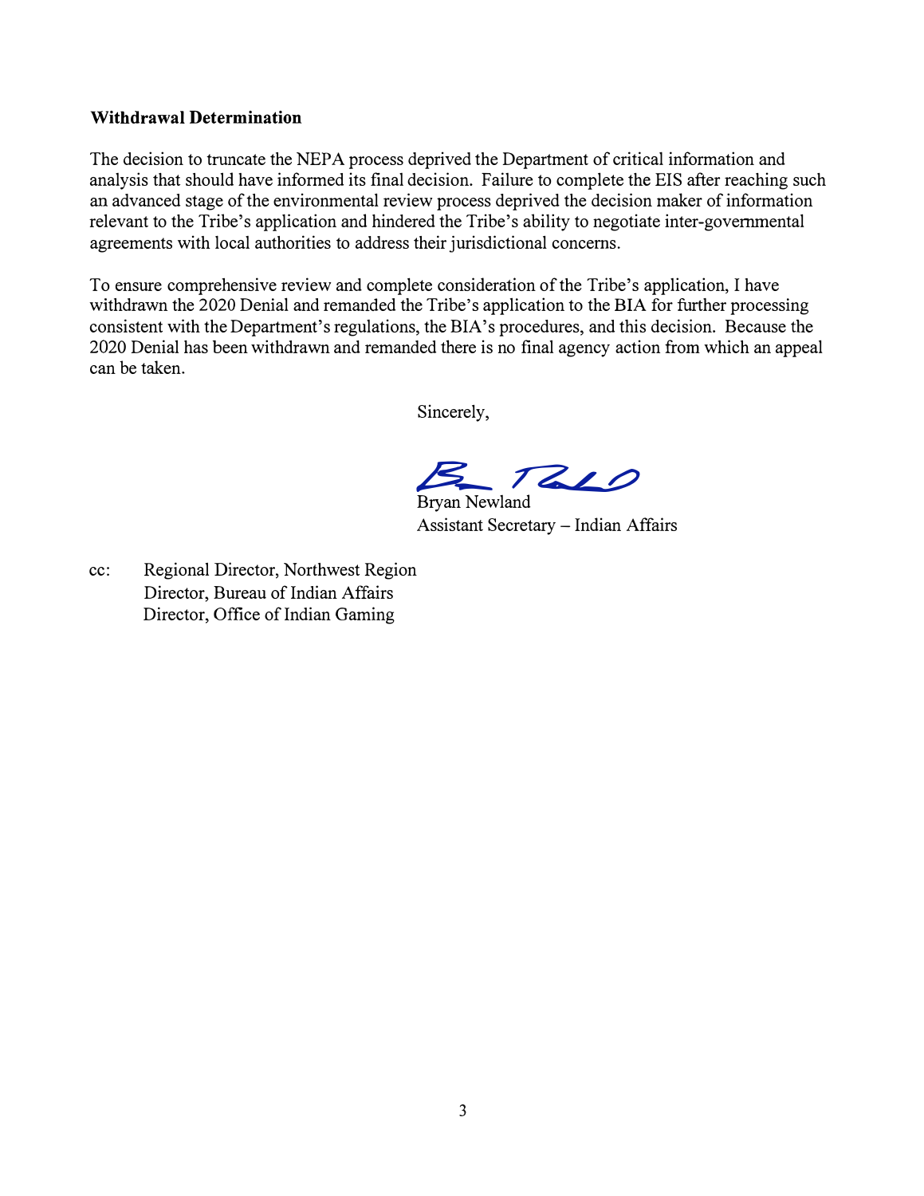**Withdrawal Determination**

The decision to truncate the NEPA process deprived the Department of critical information and analysis that should have informed its final decision. Failure to complete the EIS after reaching such an advanced stage of the environmental review process deprived the decision maker of information relevant to the Tribe's application and hindered the Tribe's ability to negotiate inter-governmental agreements with local authorities to address their jurisdictional concerns.

To ensure comprehensive review and complete consideration of the Tribe's application, I have withdrawn the 2020 Denial and remanded the Tribe's application to the BIA for further processing consistent with the Department's regulations, the BIA's procedures, and this decision. Because the 2020 Denial has been withdrawn and remanded there is no final agency action from which an appeal can be taken.

Sincerely,

Bryan Newland
Assistant Secretary – Indian Affairs

cc: Regional Director, Northwest Region
Director, Bureau of Indian Affairs
Director, Office of Indian Gaming